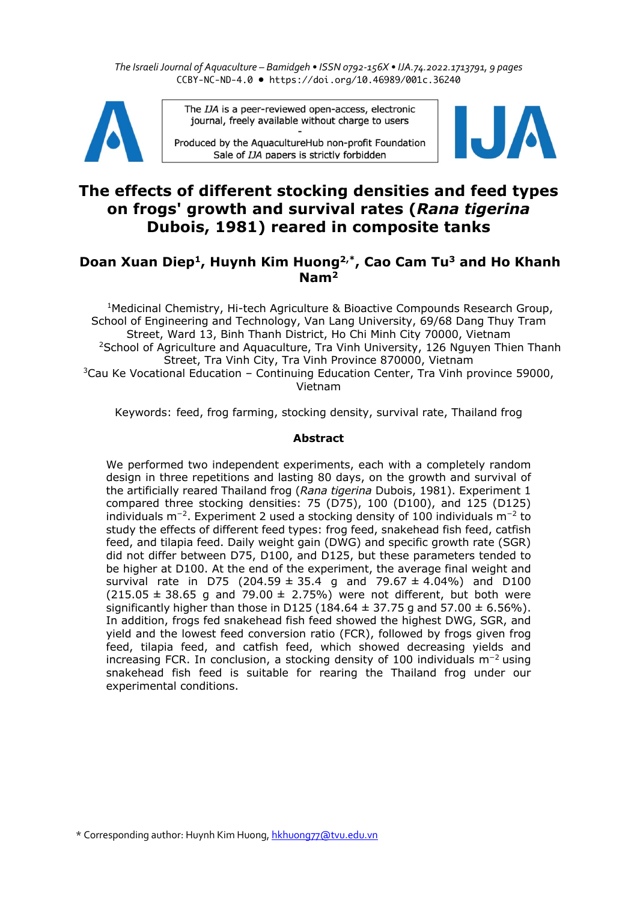# The effects of different stocking densities and feed types on frogs' growth and survival rates (*Rana tigerina* Dubois, 1981) reared in composite tanks

**Doan Xuan Diep[1], Huynh Kim Huong[2,*], Cao Cam Tu[3] and Ho Khanh Nam[2]**

[1]Medicinal Chemistry, Hi-tech Agriculture & Bioactive Compounds Research Group, School of Engineering and Technology, Van Lang University, 69/68 Dang Thuy Tram Street, Ward 13, Binh Thanh District, Ho Chi Minh City 70000, Vietnam

[2]School of Agriculture and Aquaculture, Tra Vinh University, 126 Nguyen Thien Thanh Street, Tra Vinh City, Tra Vinh Province 870000, Vietnam

[3]Cau Ke Vocational Education – Continuing Education Center, Tra Vinh province 59000, Vietnam

Keywords: feed, frog farming, stocking density, survival rate, Thailand frog

## Abstract

We performed two independent experiments, each with a completely random design in three repetitions and lasting 80 days, on the growth and survival of the artificially reared Thailand frog (*Rana tigerina* Dubois, 1981). Experiment 1 compared three stocking densities: 75 (D75), 100 (D100), and 125 (D125) individuals $m^{-2}$. Experiment 2 used a stocking density of 100 individuals $m^{-2}$ to study the effects of different feed types: frog feed, snakehead fish feed, catfish feed, and tilapia feed. Daily weight gain (DWG) and specific growth rate (SGR) did not differ between D75, D100, and D125, but these parameters tended to be higher at D100. At the end of the experiment, the average final weight and survival rate in D75 (204.59 ± 35.4 g and 79.67 ± 4.04%) and D100 (215.05 ± 38.65 g and 79.00 ± 2.75%) were not different, but both were significantly higher than those in D125 (184.64 ± 37.75 g and 57.00 ± 6.56%). In addition, frogs fed snakehead fish feed showed the highest DWG, SGR, and yield and the lowest feed conversion ratio (FCR), followed by frogs given frog feed, tilapia feed, and catfish feed, which showed decreasing yields and increasing FCR. In conclusion, a stocking density of 100 individuals $m^{-2}$ using snakehead fish feed is suitable for rearing the Thailand frog under our experimental conditions.

* Corresponding author: Huynh Kim Huong, hkhuong77@tvu.edu.vn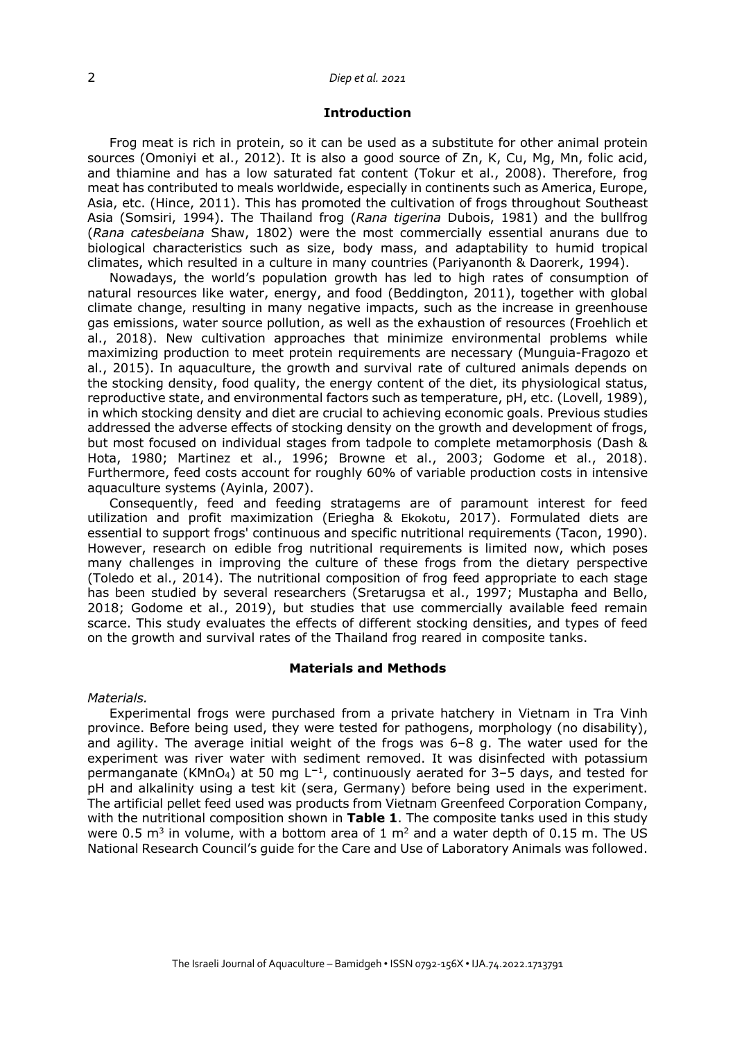## Introduction

Frog meat is rich in protein, so it can be used as a substitute for other animal protein sources (Omoniyi et al., 2012). It is also a good source of Zn, K, Cu, Mg, Mn, folic acid, and thiamine and has a low saturated fat content (Tokur et al., 2008). Therefore, frog meat has contributed to meals worldwide, especially in continents such as America, Europe, Asia, etc. (Hince, 2011). This has promoted the cultivation of frogs throughout Southeast Asia (Somsiri, 1994). The Thailand frog (*Rana tigerina* Dubois, 1981) and the bullfrog (*Rana catesbeiana* Shaw, 1802) were the most commercially essential anurans due to biological characteristics such as size, body mass, and adaptability to humid tropical climates, which resulted in a culture in many countries (Pariyanonth & Daorerk, 1994).

Nowadays, the world's population growth has led to high rates of consumption of natural resources like water, energy, and food (Beddington, 2011), together with global climate change, resulting in many negative impacts, such as the increase in greenhouse gas emissions, water source pollution, as well as the exhaustion of resources (Froehlich et al., 2018). New cultivation approaches that minimize environmental problems while maximizing production to meet protein requirements are necessary (Munguia-Fragozo et al., 2015). In aquaculture, the growth and survival rate of cultured animals depends on the stocking density, food quality, the energy content of the diet, its physiological status, reproductive state, and environmental factors such as temperature, pH, etc. (Lovell, 1989), in which stocking density and diet are crucial to achieving economic goals. Previous studies addressed the adverse effects of stocking density on the growth and development of frogs, but most focused on individual stages from tadpole to complete metamorphosis (Dash & Hota, 1980; Martinez et al., 1996; Browne et al., 2003; Godome et al., 2018). Furthermore, feed costs account for roughly 60% of variable production costs in intensive aquaculture systems (Ayinla, 2007).

Consequently, feed and feeding stratagems are of paramount interest for feed utilization and profit maximization (Eriegha & Ekokotu, 2017). Formulated diets are essential to support frogs' continuous and specific nutritional requirements (Tacon, 1990). However, research on edible frog nutritional requirements is limited now, which poses many challenges in improving the culture of these frogs from the dietary perspective (Toledo et al., 2014). The nutritional composition of frog feed appropriate to each stage has been studied by several researchers (Sretarugsa et al., 1997; Mustapha and Bello, 2018; Godome et al., 2019), but studies that use commercially available feed remain scarce. This study evaluates the effects of different stocking densities, and types of feed on the growth and survival rates of the Thailand frog reared in composite tanks.

## Materials and Methods

*Materials.*

Experimental frogs were purchased from a private hatchery in Vietnam in Tra Vinh province. Before being used, they were tested for pathogens, morphology (no disability), and agility. The average initial weight of the frogs was 6–8 g. The water used for the experiment was river water with sediment removed. It was disinfected with potassium permanganate ($KMnO_4$) at 50 mg $L^{-1}$, continuously aerated for 3–5 days, and tested for pH and alkalinity using a test kit (sera, Germany) before being used in the experiment. The artificial pellet feed used was products from Vietnam Greenfeed Corporation Company, with the nutritional composition shown in **Table 1**. The composite tanks used in this study were 0.5 $m^3$ in volume, with a bottom area of 1 $m^2$ and a water depth of 0.15 m. The US National Research Council's guide for the Care and Use of Laboratory Animals was followed.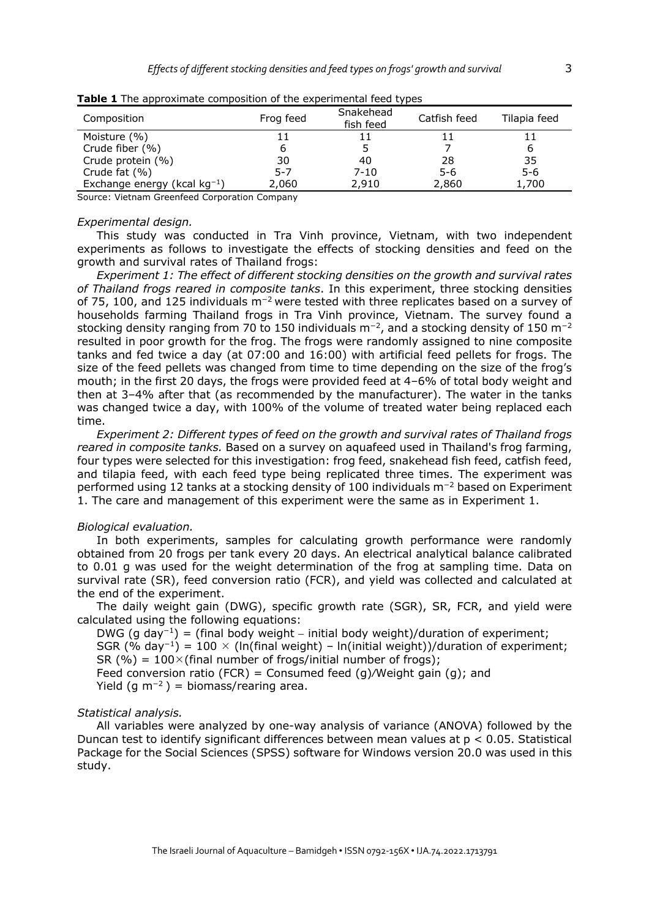**Table 1** The approximate composition of the experimental feed types

| Composition | Frog feed | Snakehead fish feed | Catfish feed | Tilapia feed |
|---|---|---|---|---|
| Moisture (%) | 11 | 11 | 11 | 11 |
| Crude fiber (%) | 6 | 5 | 7 | 6 |
| Crude protein (%) | 30 | 40 | 28 | 35 |
| Crude fat (%) | 5-7 | 7-10 | 5-6 | 5-6 |
| Exchange energy (kcal $kg^{-1}$) | 2,060 | 2,910 | 2,860 | 1,700 |

Source: Vietnam Greenfeed Corporation Company

*Experimental design.*

This study was conducted in Tra Vinh province, Vietnam, with two independent experiments as follows to investigate the effects of stocking densities and feed on the growth and survival rates of Thailand frogs:

*Experiment 1: The effect of different stocking densities on the growth and survival rates of Thailand frogs reared in composite tanks*. In this experiment, three stocking densities of 75, 100, and 125 individuals $m^{-2}$ were tested with three replicates based on a survey of households farming Thailand frogs in Tra Vinh province, Vietnam. The survey found a stocking density ranging from 70 to 150 individuals $m^{-2}$, and a stocking density of 150 $m^{-2}$ resulted in poor growth for the frog. The frogs were randomly assigned to nine composite tanks and fed twice a day (at 07:00 and 16:00) with artificial feed pellets for frogs. The size of the feed pellets was changed from time to time depending on the size of the frog's mouth; in the first 20 days, the frogs were provided feed at 4–6% of total body weight and then at 3–4% after that (as recommended by the manufacturer). The water in the tanks was changed twice a day, with 100% of the volume of treated water being replaced each time.

*Experiment 2: Different types of feed on the growth and survival rates of Thailand frogs reared in composite tanks.* Based on a survey on aquafeed used in Thailand's frog farming, four types were selected for this investigation: frog feed, snakehead fish feed, catfish feed, and tilapia feed, with each feed type being replicated three times. The experiment was performed using 12 tanks at a stocking density of 100 individuals $m^{-2}$ based on Experiment 1. The care and management of this experiment were the same as in Experiment 1.

*Biological evaluation.*

In both experiments, samples for calculating growth performance were randomly obtained from 20 frogs per tank every 20 days. An electrical analytical balance calibrated to 0.01 g was used for the weight determination of the frog at sampling time. Data on survival rate (SR), feed conversion ratio (FCR), and yield was collected and calculated at the end of the experiment.

The daily weight gain (DWG), specific growth rate (SGR), SR, FCR, and yield were calculated using the following equations:

DWG (g $day^{-1}$) = (final body weight − initial body weight)/duration of experiment;

SGR (% $day^{-1}$) = 100 × (ln(final weight) − ln(initial weight))/duration of experiment;

SR (%) = 100×(final number of frogs/initial number of frogs);

Feed conversion ratio (FCR) = Consumed feed (g)/Weight gain (g); and

Yield (g $m^{-2}$) = biomass/rearing area.

*Statistical analysis.*

All variables were analyzed by one-way analysis of variance (ANOVA) followed by the Duncan test to identify significant differences between mean values at $p < 0.05$. Statistical Package for the Social Sciences (SPSS) software for Windows version 20.0 was used in this study.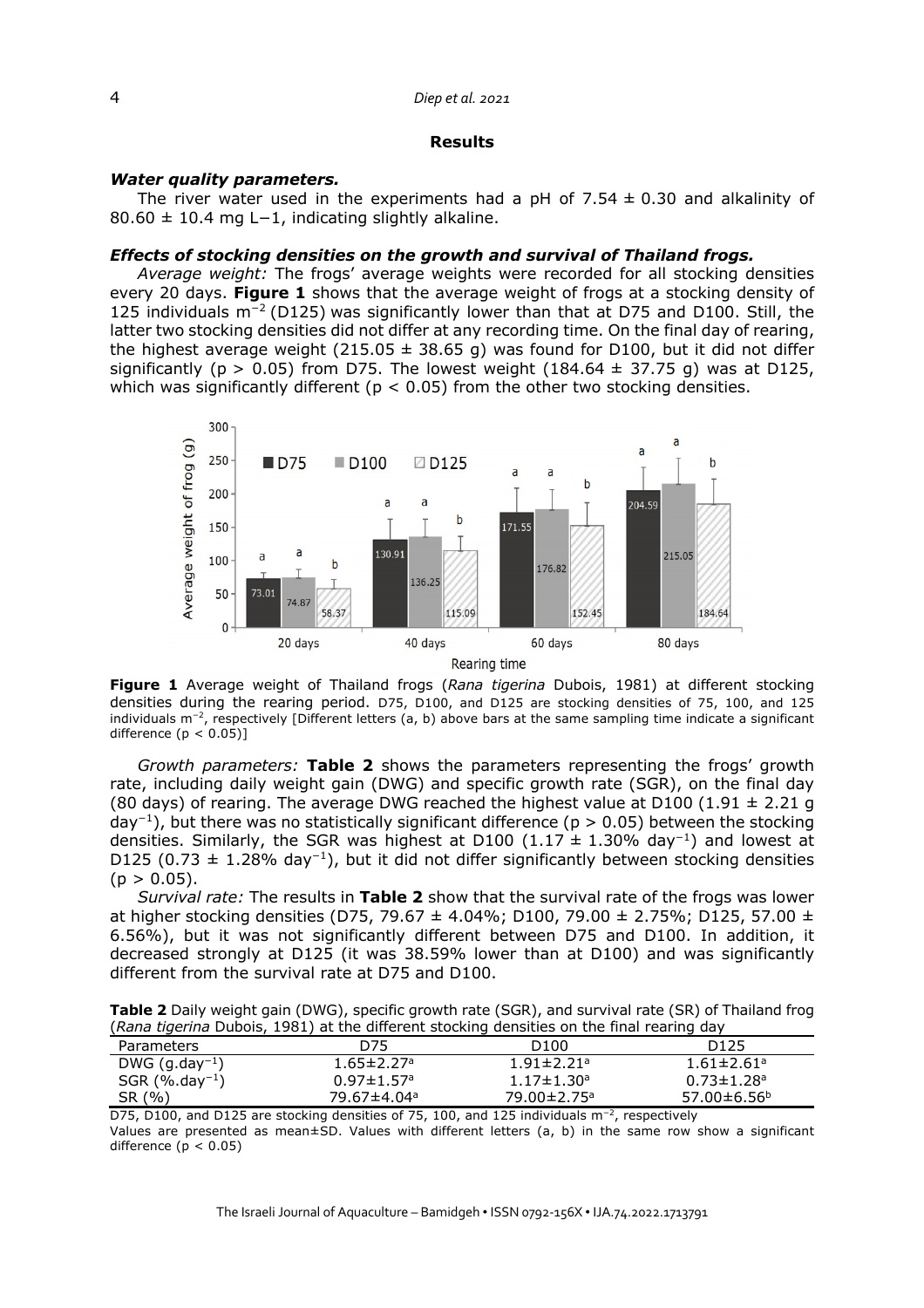## Results

### *Water quality parameters.*

The river water used in the experiments had a pH of 7.54 ± 0.30 and alkalinity of 80.60 ± 10.4 mg L−1, indicating slightly alkaline.

### *Effects of stocking densities on the growth and survival of Thailand frogs.*

*Average weight:* The frogs' average weights were recorded for all stocking densities every 20 days. **Figure 1** shows that the average weight of frogs at a stocking density of 125 individuals $m^{-2}$ (D125) was significantly lower than that at D75 and D100. Still, the latter two stocking densities did not differ at any recording time. On the final day of rearing, the highest average weight (215.05 ± 38.65 g) was found for D100, but it did not differ significantly ($p > 0.05$) from D75. The lowest weight (184.64 ± 37.75 g) was at D125, which was significantly different ($p < 0.05$) from the other two stocking densities.

**Figure 1** Average weight of Thailand frogs (*Rana tigerina* Dubois, 1981) at different stocking densities during the rearing period. D75, D100, and D125 are stocking densities of 75, 100, and 125 individuals $m^{-2}$, respectively [Different letters (a, b) above bars at the same sampling time indicate a significant difference ($p < 0.05$)]

*Growth parameters:* **Table 2** shows the parameters representing the frogs' growth rate, including daily weight gain (DWG) and specific growth rate (SGR), on the final day (80 days) of rearing. The average DWG reached the highest value at D100 (1.91 ± 2.21 g $day^{-1}$), but there was no statistically significant difference ($p > 0.05$) between the stocking densities. Similarly, the SGR was highest at D100 (1.17 ± 1.30% $day^{-1}$) and lowest at D125 (0.73 ± 1.28% $day^{-1}$), but it did not differ significantly between stocking densities ($p > 0.05$).

*Survival rate:* The results in **Table 2** show that the survival rate of the frogs was lower at higher stocking densities (D75, 79.67 ± 4.04%; D100, 79.00 ± 2.75%; D125, 57.00 ± 6.56%), but it was not significantly different between D75 and D100. In addition, it decreased strongly at D125 (it was 38.59% lower than at D100) and was significantly different from the survival rate at D75 and D100.

**Table 2** Daily weight gain (DWG), specific growth rate (SGR), and survival rate (SR) of Thailand frog (*Rana tigerina* Dubois, 1981) at the different stocking densities on the final rearing day

| Parameters | D75 | D100 | D125 |
|---|---|---|---|
| DWG ($g.day^{-1}$) | $1.65 \pm 2.27^a$ | $1.91 \pm 2.21^a$ | $1.61 \pm 2.61^a$ |
| SGR ($\%.day^{-1}$) | $0.97 \pm 1.57^a$ | $1.17 \pm 1.30^a$ | $0.73 \pm 1.28^a$ |
| SR (%) | $79.67 \pm 4.04^a$ | $79.00 \pm 2.75^a$ | $57.00 \pm 6.56^b$ |

D75, D100, and D125 are stocking densities of 75, 100, and 125 individuals $m^{-2}$, respectively

Values are presented as mean±SD. Values with different letters (a, b) in the same row show a significant difference ($p < 0.05$)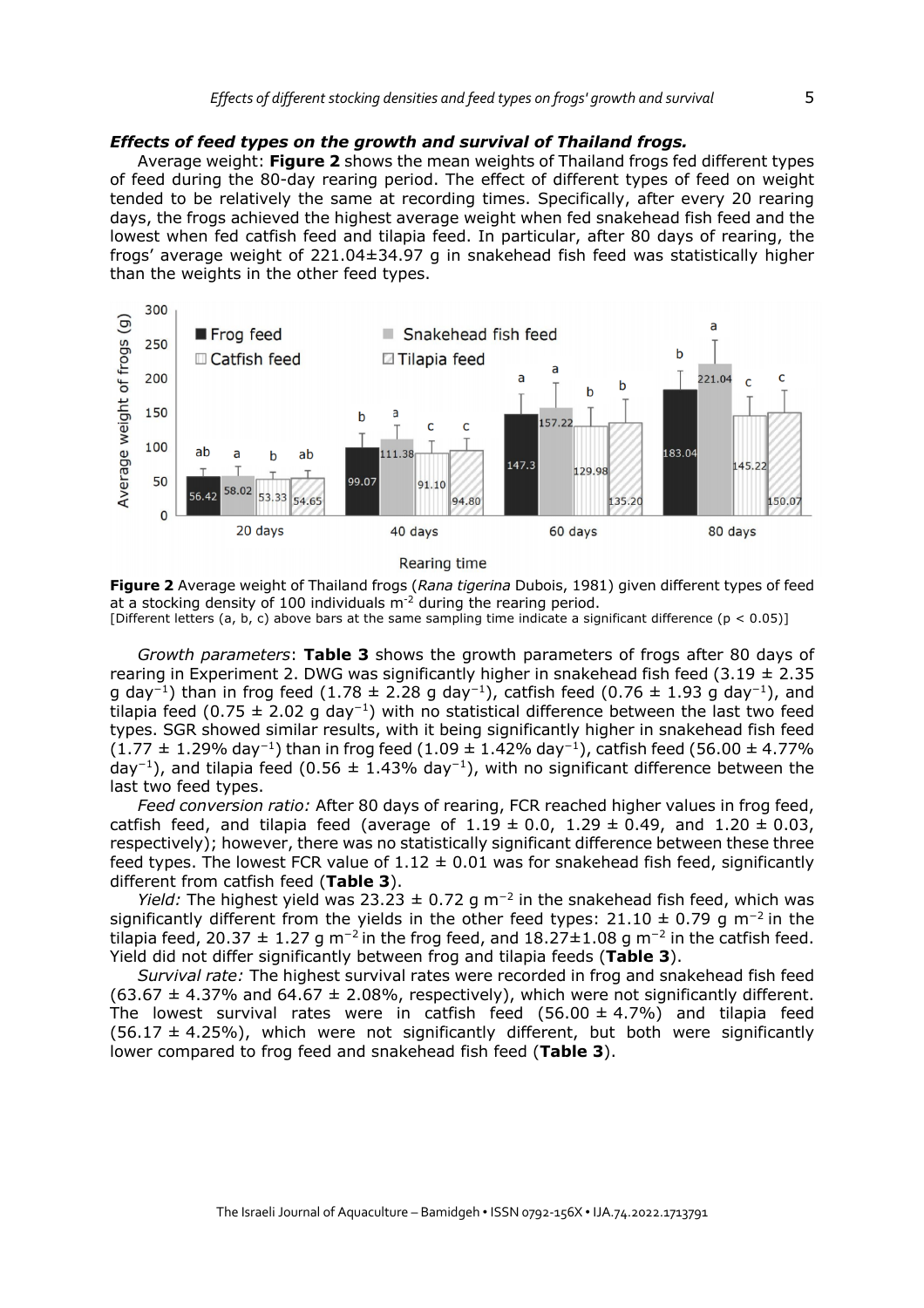***Effects of feed types on the growth and survival of Thailand frogs.***

Average weight: **Figure 2** shows the mean weights of Thailand frogs fed different types of feed during the 80-day rearing period. The effect of different types of feed on weight tended to be relatively the same at recording times. Specifically, after every 20 rearing days, the frogs achieved the highest average weight when fed snakehead fish feed and the lowest when fed catfish feed and tilapia feed. In particular, after 80 days of rearing, the frogs' average weight of 221.04±34.97 g in snakehead fish feed was statistically higher than the weights in the other feed types.

**Figure 2** Average weight of Thailand frogs (*Rana tigerina* Dubois, 1981) given different types of feed at a stocking density of 100 individuals $m^{-2}$ during the rearing period.
[Different letters (a, b, c) above bars at the same sampling time indicate a significant difference ($p < 0.05$)]

*Growth parameters*: **Table 3** shows the growth parameters of frogs after 80 days of rearing in Experiment 2. DWG was significantly higher in snakehead fish feed (3.19 ± 2.35 g $day^{-1}$) than in frog feed (1.78 ± 2.28 g $day^{-1}$), catfish feed (0.76 ± 1.93 g $day^{-1}$), and tilapia feed (0.75 ± 2.02 g $day^{-1}$) with no statistical difference between the last two feed types. SGR showed similar results, with it being significantly higher in snakehead fish feed (1.77 ± 1.29% $day^{-1}$) than in frog feed (1.09 ± 1.42% $day^{-1}$), catfish feed (56.00 ± 4.77% $day^{-1}$), and tilapia feed (0.56 ± 1.43% $day^{-1}$), with no significant difference between the last two feed types.

*Feed conversion ratio:* After 80 days of rearing, FCR reached higher values in frog feed, catfish feed, and tilapia feed (average of 1.19 ± 0.0, 1.29 ± 0.49, and 1.20 ± 0.03, respectively); however, there was no statistically significant difference between these three feed types. The lowest FCR value of 1.12 ± 0.01 was for snakehead fish feed, significantly different from catfish feed (**Table 3**).

*Yield:* The highest yield was 23.23 ± 0.72 g $m^{-2}$ in the snakehead fish feed, which was significantly different from the yields in the other feed types: 21.10 ± 0.79 g $m^{-2}$ in the tilapia feed, 20.37 ± 1.27 g $m^{-2}$ in the frog feed, and 18.27±1.08 g $m^{-2}$ in the catfish feed. Yield did not differ significantly between frog and tilapia feeds (**Table 3**).

*Survival rate:* The highest survival rates were recorded in frog and snakehead fish feed (63.67 ± 4.37% and 64.67 ± 2.08%, respectively), which were not significantly different. The lowest survival rates were in catfish feed (56.00 ± 4.7%) and tilapia feed (56.17 ± 4.25%), which were not significantly different, but both were significantly lower compared to frog feed and snakehead fish feed (**Table 3**).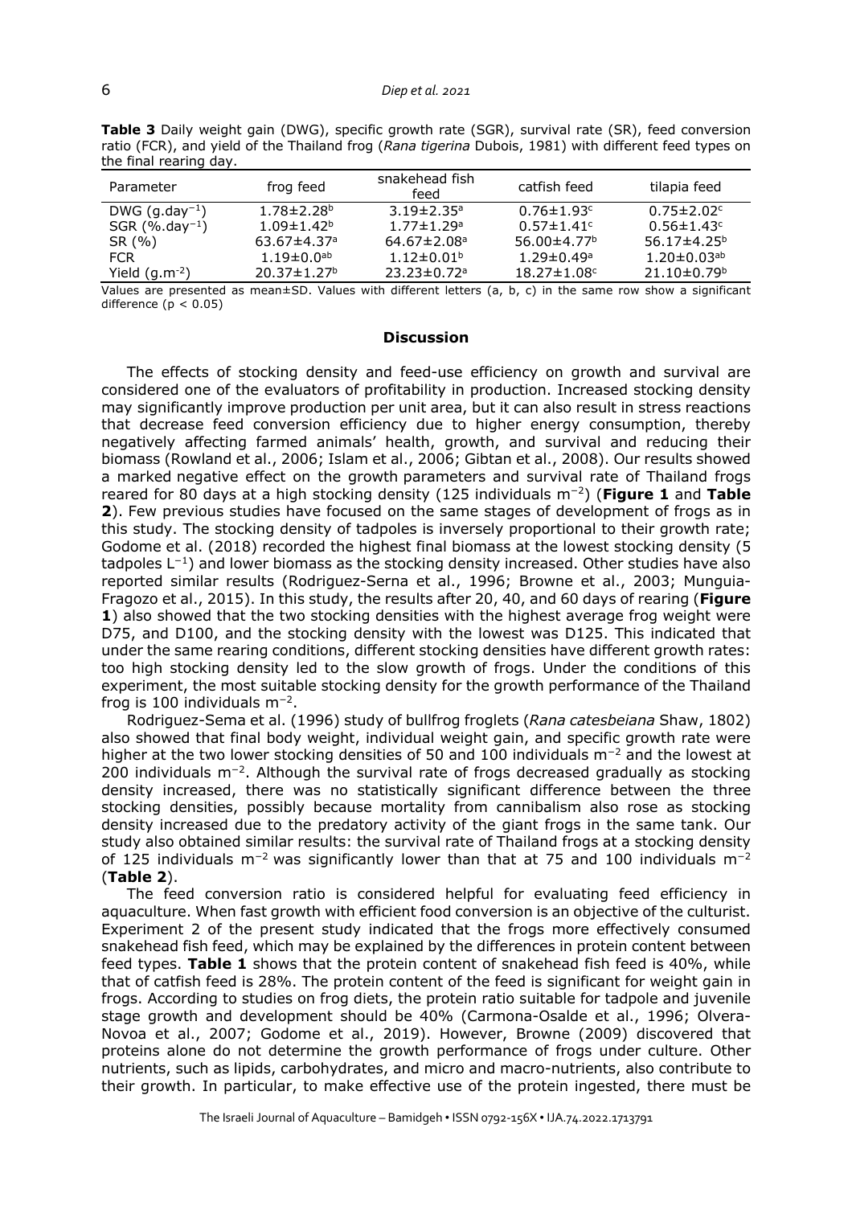**Table 3** Daily weight gain (DWG), specific growth rate (SGR), survival rate (SR), feed conversion ratio (FCR), and yield of the Thailand frog (*Rana tigerina* Dubois, 1981) with different feed types on the final rearing day.

| Parameter | frog feed | snakehead fish feed | catfish feed | tilapia feed |
|---|---|---|---|---|
| DWG ($g.day^{-1}$) | $1.78 \pm 2.28^{b}$ | $3.19 \pm 2.35^{a}$ | $0.76 \pm 1.93^{c}$ | $0.75 \pm 2.02^{c}$ |
| SGR ($\%.day^{-1}$) | $1.09 \pm 1.42^{b}$ | $1.77 \pm 1.29^{a}$ | $0.57 \pm 1.41^{c}$ | $0.56 \pm 1.43^{c}$ |
| SR (%) | $63.67 \pm 4.37^{a}$ | $64.67 \pm 2.08^{a}$ | $56.00 \pm 4.77^{b}$ | $56.17 \pm 4.25^{b}$ |
| FCR | $1.19 \pm 0.0^{ab}$ | $1.12 \pm 0.01^{b}$ | $1.29 \pm 0.49^{a}$ | $1.20 \pm 0.03^{ab}$ |
| Yield ($g.m^{-2}$) | $20.37 \pm 1.27^{b}$ | $23.23 \pm 0.72^{a}$ | $18.27 \pm 1.08^{c}$ | $21.10 \pm 0.79^{b}$ |

Values are presented as mean±SD. Values with different letters (a, b, c) in the same row show a significant difference ($p < 0.05$)

## Discussion

The effects of stocking density and feed-use efficiency on growth and survival are considered one of the evaluators of profitability in production. Increased stocking density may significantly improve production per unit area, but it can also result in stress reactions that decrease feed conversion efficiency due to higher energy consumption, thereby negatively affecting farmed animals' health, growth, and survival and reducing their biomass (Rowland et al., 2006; Islam et al., 2006; Gibtan et al., 2008). Our results showed a marked negative effect on the growth parameters and survival rate of Thailand frogs reared for 80 days at a high stocking density (125 individuals $m^{-2}$) (**Figure 1** and **Table 2**). Few previous studies have focused on the same stages of development of frogs as in this study. The stocking density of tadpoles is inversely proportional to their growth rate; Godome et al. (2018) recorded the highest final biomass at the lowest stocking density (5 tadpoles $L^{-1}$) and lower biomass as the stocking density increased. Other studies have also reported similar results (Rodriguez-Serna et al., 1996; Browne et al., 2003; Munguia-Fragozo et al., 2015). In this study, the results after 20, 40, and 60 days of rearing (**Figure 1**) also showed that the two stocking densities with the highest average frog weight were D75, and D100, and the stocking density with the lowest was D125. This indicated that under the same rearing conditions, different stocking densities have different growth rates: too high stocking density led to the slow growth of frogs. Under the conditions of this experiment, the most suitable stocking density for the growth performance of the Thailand frog is 100 individuals $m^{-2}$.

Rodriguez-Sema et al. (1996) study of bullfrog froglets (*Rana catesbeiana* Shaw, 1802) also showed that final body weight, individual weight gain, and specific growth rate were higher at the two lower stocking densities of 50 and 100 individuals $m^{-2}$ and the lowest at 200 individuals $m^{-2}$. Although the survival rate of frogs decreased gradually as stocking density increased, there was no statistically significant difference between the three stocking densities, possibly because mortality from cannibalism also rose as stocking density increased due to the predatory activity of the giant frogs in the same tank. Our study also obtained similar results: the survival rate of Thailand frogs at a stocking density of 125 individuals $m^{-2}$ was significantly lower than that at 75 and 100 individuals $m^{-2}$ (**Table 2**).

The feed conversion ratio is considered helpful for evaluating feed efficiency in aquaculture. When fast growth with efficient food conversion is an objective of the culturist. Experiment 2 of the present study indicated that the frogs more effectively consumed snakehead fish feed, which may be explained by the differences in protein content between feed types. **Table 1** shows that the protein content of snakehead fish feed is 40%, while that of catfish feed is 28%. The protein content of the feed is significant for weight gain in frogs. According to studies on frog diets, the protein ratio suitable for tadpole and juvenile stage growth and development should be 40% (Carmona-Osalde et al., 1996; Olvera-Novoa et al., 2007; Godome et al., 2019). However, Browne (2009) discovered that proteins alone do not determine the growth performance of frogs under culture. Other nutrients, such as lipids, carbohydrates, and micro and macro-nutrients, also contribute to their growth. In particular, to make effective use of the protein ingested, there must be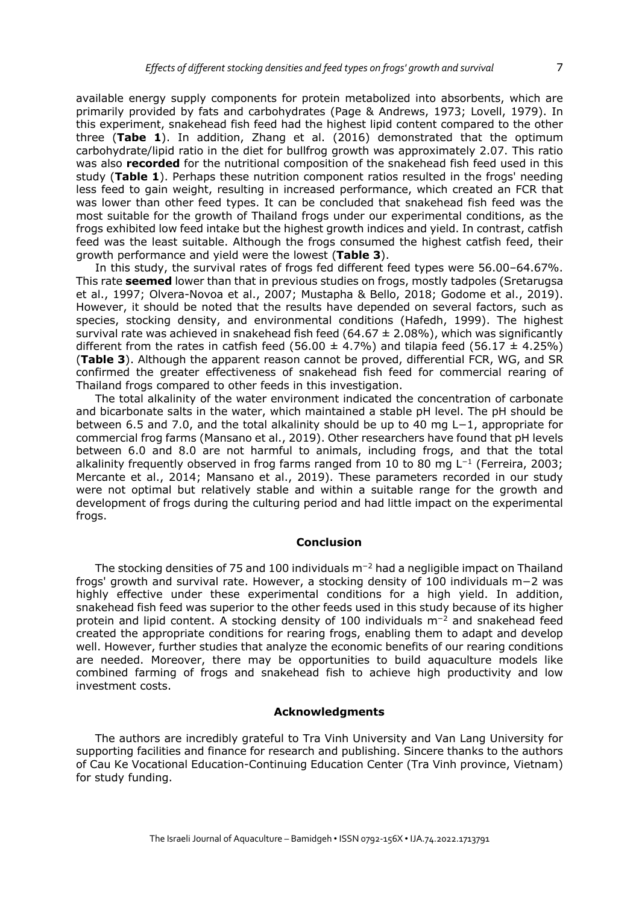available energy supply components for protein metabolized into absorbents, which are primarily provided by fats and carbohydrates (Page & Andrews, 1973; Lovell, 1979). In this experiment, snakehead fish feed had the highest lipid content compared to the other three (**Tabe 1**). In addition, Zhang et al. (2016) demonstrated that the optimum carbohydrate/lipid ratio in the diet for bullfrog growth was approximately 2.07. This ratio was also **recorded** for the nutritional composition of the snakehead fish feed used in this study (**Table 1**). Perhaps these nutrition component ratios resulted in the frogs' needing less feed to gain weight, resulting in increased performance, which created an FCR that was lower than other feed types. It can be concluded that snakehead fish feed was the most suitable for the growth of Thailand frogs under our experimental conditions, as the frogs exhibited low feed intake but the highest growth indices and yield. In contrast, catfish feed was the least suitable. Although the frogs consumed the highest catfish feed, their growth performance and yield were the lowest (**Table 3**).

In this study, the survival rates of frogs fed different feed types were 56.00–64.67%. This rate **seemed** lower than that in previous studies on frogs, mostly tadpoles (Sretarugsa et al., 1997; Olvera-Novoa et al., 2007; Mustapha & Bello, 2018; Godome et al., 2019). However, it should be noted that the results have depended on several factors, such as species, stocking density, and environmental conditions (Hafedh, 1999). The highest survival rate was achieved in snakehead fish feed ($64.67 \pm 2.08\%$), which was significantly different from the rates in catfish feed ($56.00 \pm 4.7\%$) and tilapia feed ($56.17 \pm 4.25\%$) (**Table 3**). Although the apparent reason cannot be proved, differential FCR, WG, and SR confirmed the greater effectiveness of snakehead fish feed for commercial rearing of Thailand frogs compared to other feeds in this investigation.

The total alkalinity of the water environment indicated the concentration of carbonate and bicarbonate salts in the water, which maintained a stable pH level. The pH should be between 6.5 and 7.0, and the total alkalinity should be up to 40 mg $L^{-1}$, appropriate for commercial frog farms (Mansano et al., 2019). Other researchers have found that pH levels between 6.0 and 8.0 are not harmful to animals, including frogs, and that the total alkalinity frequently observed in frog farms ranged from 10 to 80 mg $L^{-1}$ (Ferreira, 2003; Mercante et al., 2014; Mansano et al., 2019). These parameters recorded in our study were not optimal but relatively stable and within a suitable range for the growth and development of frogs during the culturing period and had little impact on the experimental frogs.

## Conclusion

The stocking densities of 75 and 100 individuals $m^{-2}$ had a negligible impact on Thailand frogs' growth and survival rate. However, a stocking density of 100 individuals $m^{-2}$ was highly effective under these experimental conditions for a high yield. In addition, snakehead fish feed was superior to the other feeds used in this study because of its higher protein and lipid content. A stocking density of 100 individuals $m^{-2}$ and snakehead feed created the appropriate conditions for rearing frogs, enabling them to adapt and develop well. However, further studies that analyze the economic benefits of our rearing conditions are needed. Moreover, there may be opportunities to build aquaculture models like combined farming of frogs and snakehead fish to achieve high productivity and low investment costs.

## Acknowledgments

The authors are incredibly grateful to Tra Vinh University and Van Lang University for supporting facilities and finance for research and publishing. Sincere thanks to the authors of Cau Ke Vocational Education-Continuing Education Center (Tra Vinh province, Vietnam) for study funding.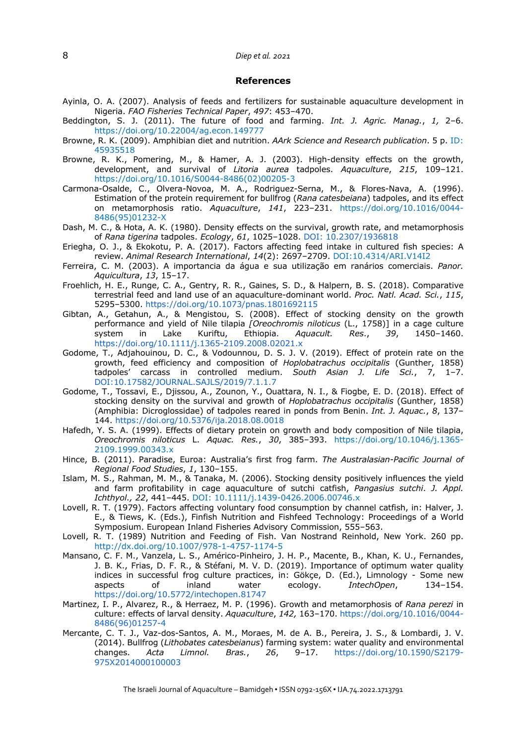## References

Ayinla, O. A. (2007). Analysis of feeds and fertilizers for sustainable aquaculture development in Nigeria. *FAO Fisheries Technical Paper*, *497*: 453–470.

Beddington, S. J. (2011). The future of food and farming. *Int. J. Agric. Manag.*, *1,* 2–6. https://doi.org/10.22004/ag.econ.149777

Browne, R. K. (2009). Amphibian diet and nutrition. *AArk Science and Research publication*. 5 p. ID: 45935518

Browne, R. K., Pomering, M., & Hamer, A. J. (2003). High-density effects on the growth, development, and survival of *Litoria aurea* tadpoles. *Aquaculture*, *215*, 109–121. https://doi.org/10.1016/S0044-8486(02)00205-3

Carmona-Osalde, C., Olvera-Novoa, M. A., Rodriguez-Serna, M., & Flores-Nava, A. (1996). Estimation of the protein requirement for bullfrog (*Rana catesbeiana*) tadpoles, and its effect on metamorphosis ratio. *Aquaculture*, *141*, 223–231. https://doi.org/10.1016/0044-8486(95)01232-X

Dash, M. C., & Hota, A. K. (1980). Density effects on the survival, growth rate, and metamorphosis of *Rana tigerina* tadpoles. *Ecology*, *61*, 1025–1028. DOI: 10.2307/1936818

Eriegha, O. J., & Ekokotu, P. A. (2017). Factors affecting feed intake in cultured fish species: A review. *Animal Research International*, *14*(2): 2697–2709. DOI:10.4314/ARI.V14I2

Ferreira, C. M. (2003). A importancia da água e sua utilização em ranários comerciais. *Panor. Aquicultura*, *13*, 15–17.

Froehlich, H. E., Runge, C. A., Gentry, R. R., Gaines, S. D., & Halpern, B. S. (2018). Comparative terrestrial feed and land use of an aquaculture-dominant world. *Proc. Natl. Acad. Sci.*, *115*, 5295–5300. https://doi.org/10.1073/pnas.1801692115

Gibtan, A., Getahun, A., & Mengistou, S. (2008). Effect of stocking density on the growth performance and yield of Nile tilapia *[Oreochromis niloticus* (L., 1758)] in a cage culture system in Lake Kuriftu, Ethiopia. *Aquacult. Res.*, *39*, 1450–1460. https://doi.org/10.1111/j.1365-2109.2008.02021.x

Godome, T., Adjahouinou, D. C., & Vodounnou, D. S. J. V. (2019). Effect of protein rate on the growth, feed efficiency and composition of *Hoplobatrachus occipitalis* (Gunther, 1858) tadpoles' carcass in controlled medium. *South Asian J. Life Sci.*, 7, 1–7. DOI:10.17582/JOURNAL.SAJLS/2019/7.1.1.7

Godome, T., Tossavi, E., Djissou, A., Zounon, Y., Ouattara, N. I., & Fiogbe, E. D. (2018). Effect of stocking density on the survival and growth of *Hoplobatrachus occipitalis* (Gunther, 1858) (Amphibia: Dicroglossidae) of tadpoles reared in ponds from Benin. *Int. J. Aquac.*, *8*, 137–144. https://doi.org/10.5376/ija.2018.08.0018

Hafedh, Y. S. A. (1999). Effects of dietary protein on growth and body composition of Nile tilapia, *Oreochromis niloticus* L. *Aquac. Res.*, *30*, 385–393. https://doi.org/10.1046/j.1365-2109.1999.00343.x

Hince, B. (2011). Paradise, Euroa: Australia's first frog farm. *The Australasian-Pacific Journal of Regional Food Studies*, *1*, 130–155.

Islam, M. S., Rahman, M. M., & Tanaka, M. (2006). Stocking density positively influences the yield and farm profitability in cage aquaculture of sutchi catfish, *Pangasius sutchi*. *J. Appl. Ichthyol., 22*, 441–445. DOI: 10.1111/j.1439-0426.2006.00746.x

Lovell, R. T. (1979). Factors affecting voluntary food consumption by channel catfish, in: Halver, J. E., & Tiews, K. (Eds.), Finfish Nutrition and Fishfeed Technology: Proceedings of a World Symposium. European Inland Fisheries Advisory Commission, 555–563.

Lovell, R. T. (1989) Nutrition and Feeding of Fish. Van Nostrand Reinhold, New York. 260 pp. http://dx.doi.org/10.1007/978-1-4757-1174-5

Mansano, C. F. M., Vanzela, L. S., Américo-Pinheiro, J. H. P., Macente, B., Khan, K. U., Fernandes, J. B. K., Frias, D. F. R., & Stéfani, M. V. D. (2019). Importance of optimum water quality indices in successful frog culture practices, in: Gökçe, D. (Ed.), Limnology - Some new aspects of inland water ecology. *IntechOpen*, 134–154. https://doi.org/10.5772/intechopen.81747

Martinez, I. P., Alvarez, R., & Herraez, M. P. (1996). Growth and metamorphosis of *Rana perezi* in culture: effects of larval density. *Aquaculture*, *142,* 163–170. https://doi.org/10.1016/0044-8486(96)01257-4

Mercante, C. T. J., Vaz-dos-Santos, A. M., Moraes, M. de A. B., Pereira, J. S., & Lombardi, J. V. (2014). Bullfrog (*Lithobates catesbeianus*) farming system: water quality and environmental changes. *Acta Limnol. Bras.*, *26*, 9–17. https://doi.org/10.1590/S2179-975X2014000100003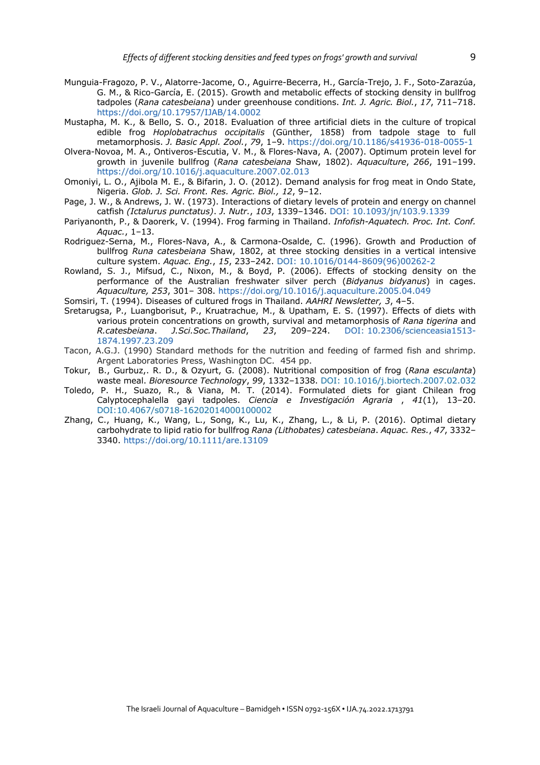Munguia-Fragozo, P. V., Alatorre-Jacome, O., Aguirre-Becerra, H., García-Trejo, J. F., Soto-Zarazúa, G. M., & Rico-García, E. (2015). Growth and metabolic effects of stocking density in bullfrog tadpoles (*Rana catesbeiana*) under greenhouse conditions. *Int. J. Agric. Biol.*, *17*, 711–718. https://doi.org/10.17957/IJAB/14.0002

Mustapha, M. K., & Bello, S. O., 2018. Evaluation of three artificial diets in the culture of tropical edible frog *Hoplobatrachus occipitalis* (Günther, 1858) from tadpole stage to full metamorphosis. *J. Basic Appl. Zool.*, *79*, 1–9. https://doi.org/10.1186/s41936-018-0055-1

Olvera-Novoa, M. A., Ontiveros-Escutia, V. M., & Flores-Nava, A. (2007). Optimum protein level for growth in juvenile bullfrog (*Rana catesbeiana* Shaw, 1802). *Aquaculture*, *266*, 191–199. https://doi.org/10.1016/j.aquaculture.2007.02.013

Omoniyi, L. O., Ajibola M. E., & Bifarin, J. O. (2012). Demand analysis for frog meat in Ondo State, Nigeria. *Glob. J. Sci. Front. Res. Agric. Biol.*, *12*, 9–12.

Page, J. W., & Andrews, J. W. (1973). Interactions of dietary levels of protein and energy on channel catfish *(Ictalurus punctatus)*. *J. Nutr.*, *103*, 1339–1346. DOI: 10.1093/jn/103.9.1339

Pariyanonth, P., & Daorerk, V. (1994). Frog farming in Thailand. *Infofish-Aquatech. Proc. Int. Conf. Aquac.*, 1–13.

Rodriguez-Serna, M., Flores-Nava, A., & Carmona-Osalde, C. (1996). Growth and Production of bullfrog *Runa catesbeiana* Shaw, 1802, at three stocking densities in a vertical intensive culture system. *Aquac. Eng.*, *15*, 233–242. DOI: 10.1016/0144-8609(96)00262-2

Rowland, S. J., Mifsud, C., Nixon, M., & Boyd, P. (2006). Effects of stocking density on the performance of the Australian freshwater silver perch (*Bidyanus bidyanus*) in cages. *Aquaculture, 253*, 301– 308. https://doi.org/10.1016/j.aquaculture.2005.04.049

Somsiri, T. (1994). Diseases of cultured frogs in Thailand. *AAHRI Newsletter, 3*, 4–5.

Sretarugsa, P., Luangborisut, P., Kruatrachue, M., & Upatham, E. S. (1997). Effects of diets with various protein concentrations on growth, survival and metamorphosis of *Rana tigerina* and *R.catesbeiana*. *J.Sci.Soc.Thailand*, *23*, 209–224. DOI: 10.2306/scienceasia1513-1874.1997.23.209

Tacon, A.G.J. (1990) Standard methods for the nutrition and feeding of farmed fish and shrimp. Argent Laboratories Press, Washington DC. 454 pp.

Tokur, B., Gurbuz,. R. D., & Ozyurt, G. (2008). Nutritional composition of frog (*Rana esculanta*) waste meal. *Bioresource Technology*, *99*, 1332–1338. DOI: 10.1016/j.biortech.2007.02.032

Toledo, P. H., Suazo, R., & Viana, M. T. (2014). Formulated diets for giant Chilean frog Calyptocephalella gayi tadpoles. *Ciencia e Investigación Agraria* , *41*(1), 13–20. DOI:10.4067/s0718-16202014000100002

Zhang, C., Huang, K., Wang, L., Song, K., Lu, K., Zhang, L., & Li, P. (2016). Optimal dietary carbohydrate to lipid ratio for bullfrog *Rana (Lithobates) catesbeiana*. *Aquac. Res.*, *47*, 3332–3340. https://doi.org/10.1111/are.13109